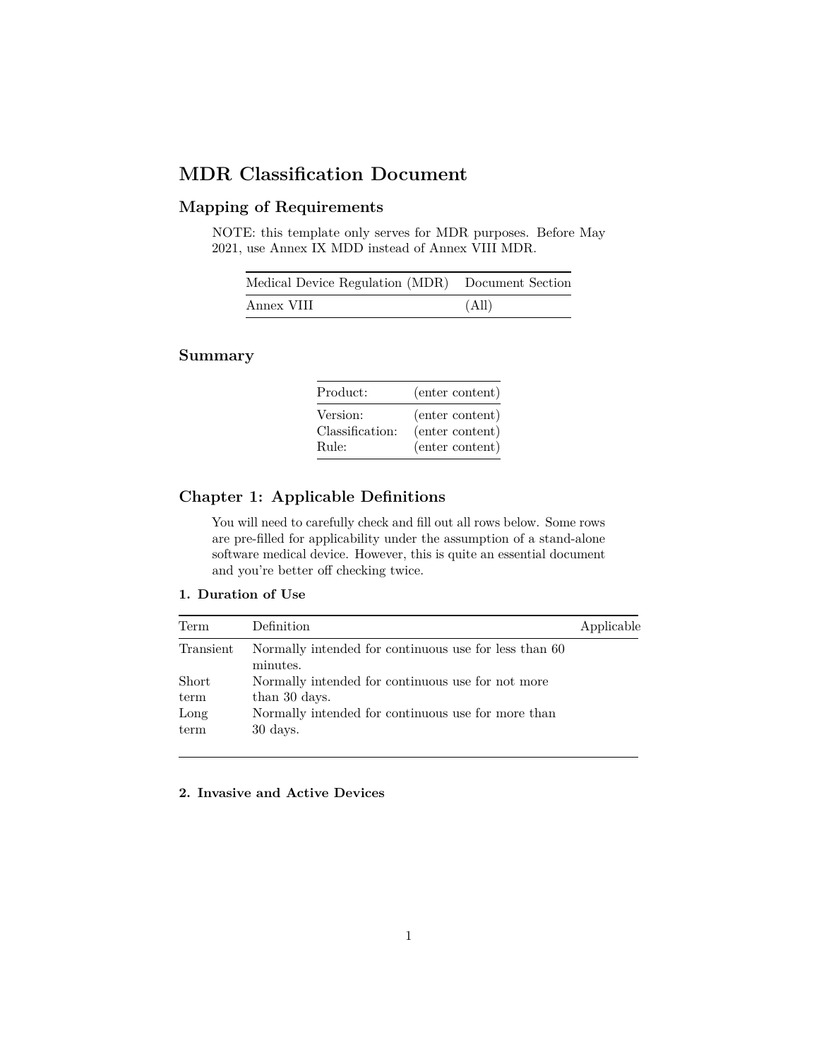# MDR Classification Document

## Mapping of Requirements

NOTE: this template only serves for MDR purposes. Before May 2021, use Annex IX MDD instead of Annex VIII MDR.

| Medical Device Regulation (MDR) | Document Section |
|---|---|
| Annex VIII | (All) |

## Summary

| Product: | (enter content) |
|---|---|
| Version: | (enter content) |
| Classification: | (enter content) |
| Rule: | (enter content) |

## Chapter 1: Applicable Definitions

You will need to carefully check and fill out all rows below. Some rows are pre-filled for applicability under the assumption of a stand-alone software medical device. However, this is quite an essential document and you're better off checking twice.

### 1. Duration of Use

| Term | Definition | Applicable |
|---|---|---|
| Transient | Normally intended for continuous use for less than 60 minutes. | |
| Short term | Normally intended for continuous use for not more than 30 days. | |
| Long term | Normally intended for continuous use for more than 30 days. | |

### 2. Invasive and Active Devices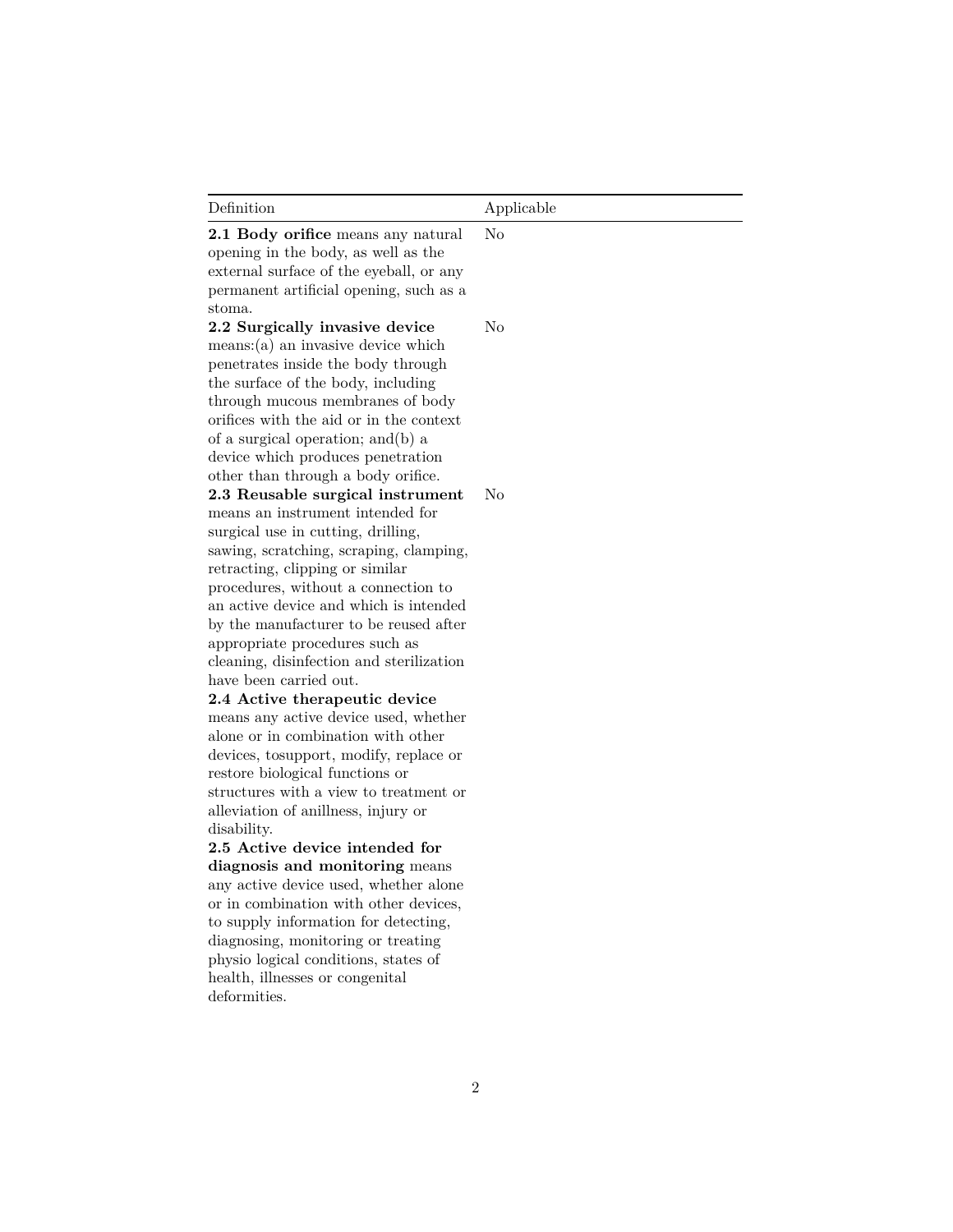| Definition | Applicable |
| --- | --- |
| **2.1 Body orifice** means any natural opening in the body, as well as the external surface of the eyeball, or any permanent artificial opening, such as a stoma. | No |
| **2.2 Surgically invasive device** means:(a) an invasive device which penetrates inside the body through the surface of the body, including through mucous membranes of body orifices with the aid or in the context of a surgical operation; and(b) a device which produces penetration other than through a body orifice. | No |
| **2.3 Reusable surgical instrument** means an instrument intended for surgical use in cutting, drilling, sawing, scratching, scraping, clamping, retracting, clipping or similar procedures, without a connection to an active device and which is intended by the manufacturer to be reused after appropriate procedures such as cleaning, disinfection and sterilization have been carried out. | No |
| **2.4 Active therapeutic device** means any active device used, whether alone or in combination with other devices, tosupport, modify, replace or restore biological functions or structures with a view to treatment or alleviation of anillness, injury or disability. | |
| **2.5 Active device intended for diagnosis and monitoring** means any active device used, whether alone or in combination with other devices, to supply information for detecting, diagnosing, monitoring or treating physio logical conditions, states of health, illnesses or congenital deformities. | |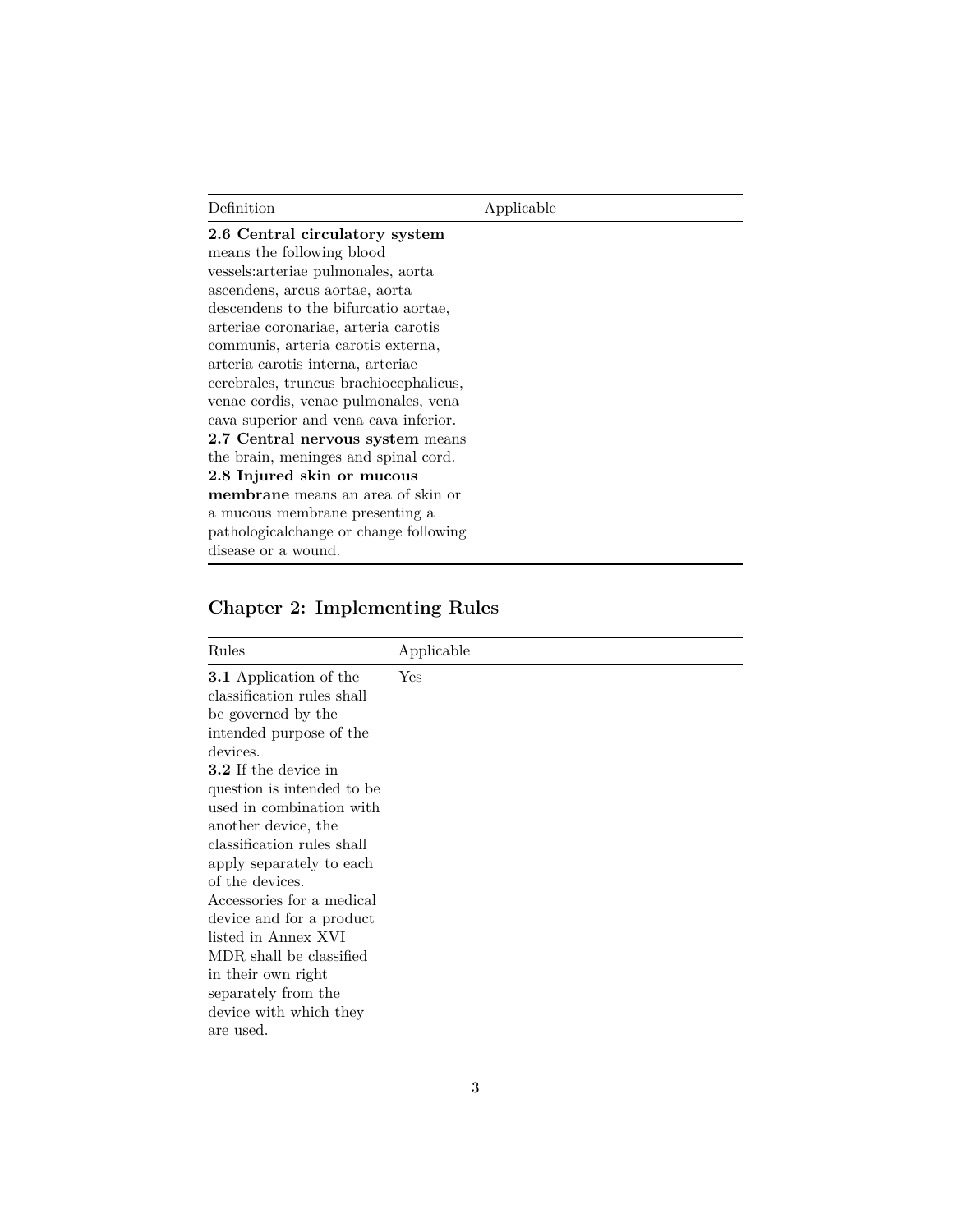| Definition | Applicable |
|---|---|
| **2.6 Central circulatory system** means the following blood vessels:arteriae pulmonales, aorta ascendens, arcus aortae, aorta descendens to the bifurcatio aortae, arteriae coronariae, arteria carotis communis, arteria carotis externa, arteria carotis interna, arteriae cerebrales, truncus brachiocephalicus, venae cordis, venae pulmonales, vena cava superior and vena cava inferior. **2.7 Central nervous system** means the brain, meninges and spinal cord. **2.8 Injured skin or mucous membrane** means an area of skin or a mucous membrane presenting a pathologicalchange or change following disease or a wound. | |

## Chapter 2: Implementing Rules

| Rules | Applicable |
|---|---|
| **3.1** Application of the classification rules shall be governed by the intended purpose of the devices. **3.2** If the device in question is intended to be used in combination with another device, the classification rules shall apply separately to each of the devices. Accessories for a medical device and for a product listed in Annex XVI MDR shall be classified in their own right separately from the device with which they are used. | Yes |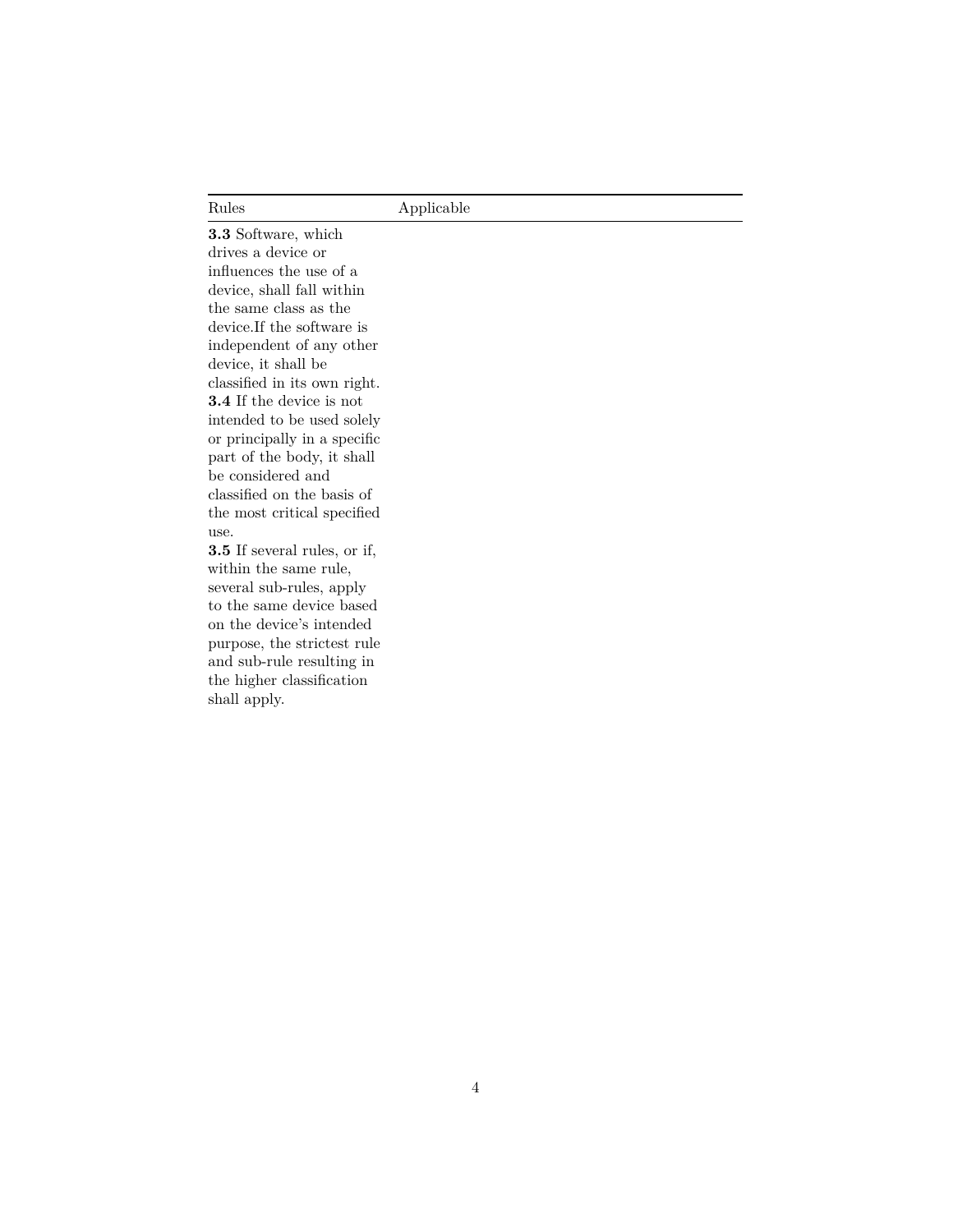| Rules | Applicable |
| --- | --- |
| **3.3** Software, which drives a device or influences the use of a device, shall fall within the same class as the device.If the software is independent of any other device, it shall be classified in its own right. **3.4** If the device is not intended to be used solely or principally in a specific part of the body, it shall be considered and classified on the basis of the most critical specified use. **3.5** If several rules, or if, within the same rule, several sub-rules, apply to the same device based on the device's intended purpose, the strictest rule and sub-rule resulting in the higher classification shall apply. | |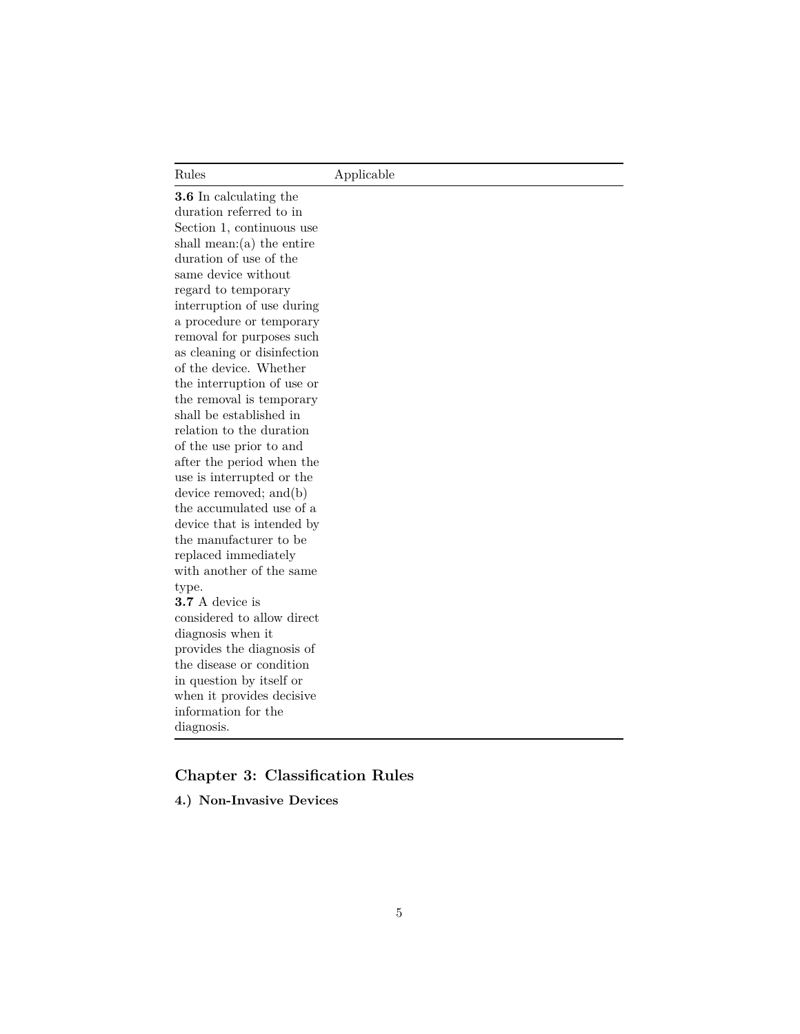| Rules | Applicable |
| --- | --- |
| **3.6** In calculating the duration referred to in Section 1, continuous use shall mean:(a) the entire duration of use of the same device without regard to temporary interruption of use during a procedure or temporary removal for purposes such as cleaning or disinfection of the device. Whether the interruption of use or the removal is temporary shall be established in relation to the duration of the use prior to and after the period when the use is interrupted or the device removed; and(b) the accumulated use of a device that is intended by the manufacturer to be replaced immediately with another of the same type. **3.7** A device is considered to allow direct diagnosis when it provides the diagnosis of the disease or condition in question by itself or when it provides decisive information for the diagnosis. | |

## Chapter 3: Classification Rules

### 4.) Non-Invasive Devices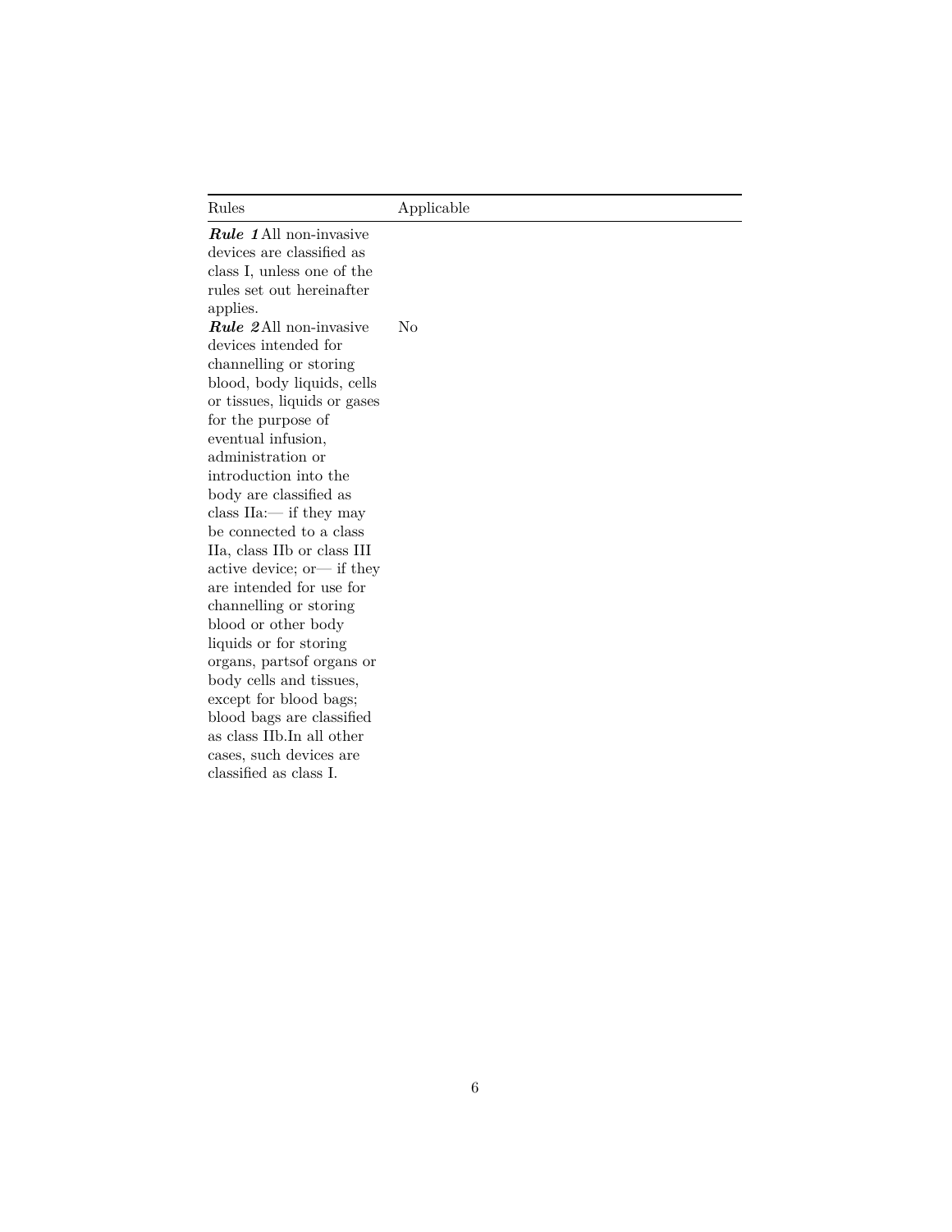| Rules | Applicable |
|---|---|
| ***Rule 1*** All non-invasive devices are classified as class I, unless one of the rules set out hereinafter applies. | |
| ***Rule 2*** All non-invasive devices intended for channelling or storing blood, body liquids, cells or tissues, liquids or gases for the purpose of eventual infusion, administration or introduction into the body are classified as class IIa:— if they may be connected to a class IIa, class IIb or class III active device; or— if they are intended for use for channelling or storing blood or other body liquids or for storing organs, partsof organs or body cells and tissues, except for blood bags; blood bags are classified as class IIb.In all other cases, such devices are classified as class I. | No |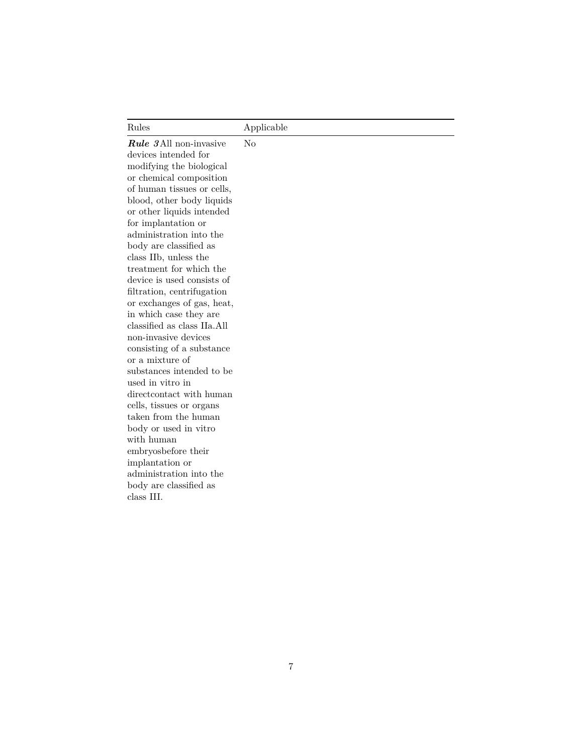| Rules | Applicable |
|---|---|
| ***Rule 3*** All non-invasive devices intended for modifying the biological or chemical composition of human tissues or cells, blood, other body liquids or other liquids intended for implantation or administration into the body are classified as class IIb, unless the treatment for which the device is used consists of filtration, centrifugation or exchanges of gas, heat, in which case they are classified as class IIa.All non-invasive devices consisting of a substance or a mixture of substances intended to be used in vitro in directcontact with human cells, tissues or organs taken from the human body or used in vitro with human embryosbefore their implantation or administration into the body are classified as class III. | No |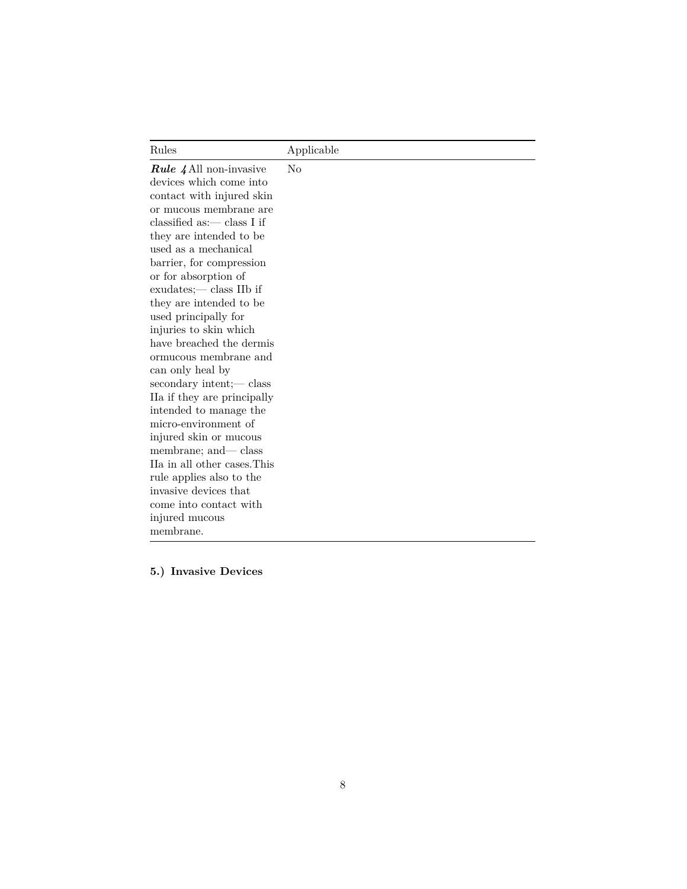| Rules | Applicable |
| --- | --- |
| ***Rule 4*** All non-invasive devices which come into contact with injured skin or mucous membrane are classified as:— class I if they are intended to be used as a mechanical barrier, for compression or for absorption of exudates;— class IIb if they are intended to be used principally for injuries to skin which have breached the dermis ormucous membrane and can only heal by secondary intent;— class IIa if they are principally intended to manage the micro-environment of injured skin or mucous membrane; and— class IIa in all other cases.This rule applies also to the invasive devices that come into contact with injured mucous membrane. | No |

**5.) Invasive Devices**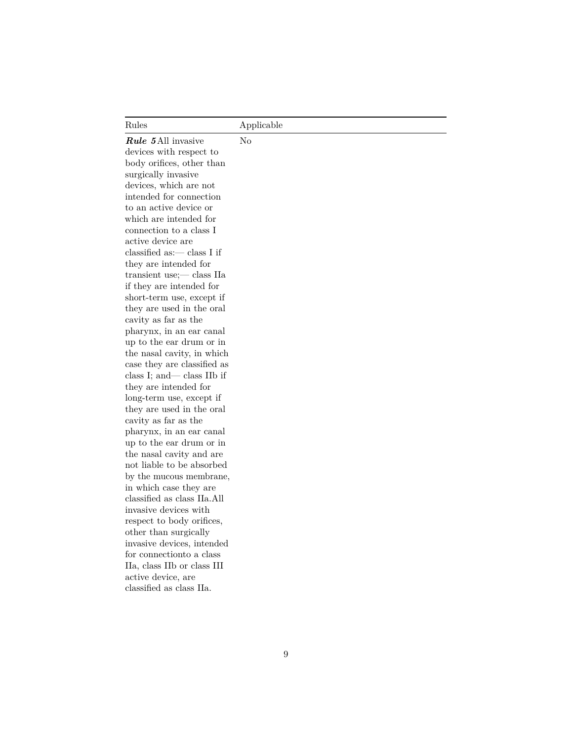| Rules | Applicable |
| --- | --- |
| ***Rule 5*** All invasive devices with respect to body orifices, other than surgically invasive devices, which are not intended for connection to an active device or which are intended for connection to a class I active device are classified as:— class I if they are intended for transient use;— class IIa if they are intended for short-term use, except if they are used in the oral cavity as far as the pharynx, in an ear canal up to the ear drum or in the nasal cavity, in which case they are classified as class I; and— class IIb if they are intended for long-term use, except if they are used in the oral cavity as far as the pharynx, in an ear canal up to the ear drum or in the nasal cavity and are not liable to be absorbed by the mucous membrane, in which case they are classified as class IIa.All invasive devices with respect to body orifices, other than surgically invasive devices, intended for connectionto a class IIa, class IIb or class III active device, are classified as class IIa. | No |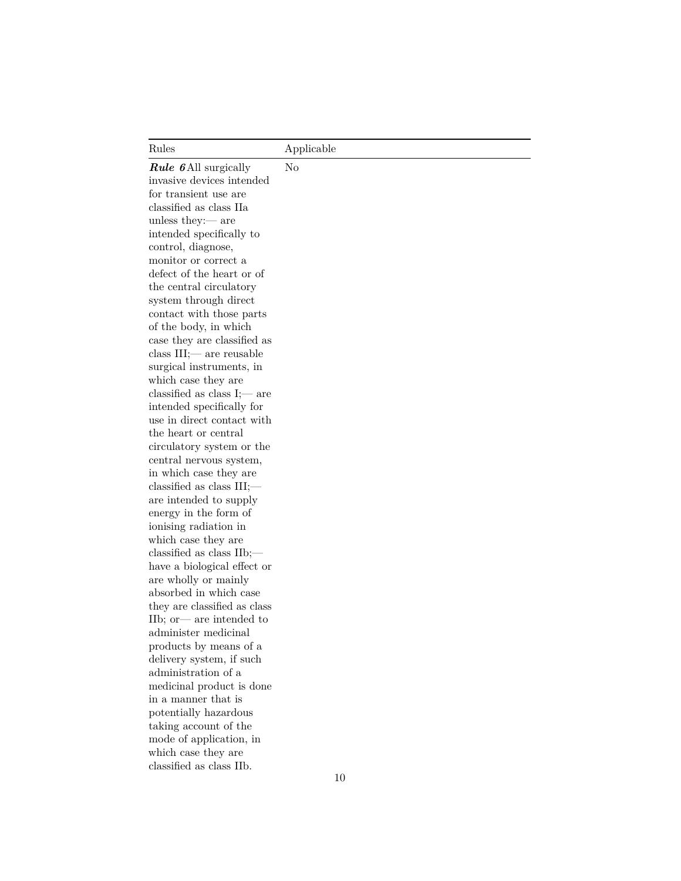| Rules | Applicable |
| --- | --- |
| ***Rule 6*** All surgically invasive devices intended for transient use are classified as class IIa unless they:— are intended specifically to control, diagnose, monitor or correct a defect of the heart or of the central circulatory system through direct contact with those parts of the body, in which case they are classified as class III;— are reusable surgical instruments, in which case they are classified as class I;— are intended specifically for use in direct contact with the heart or central circulatory system or the central nervous system, in which case they are classified as class III;— are intended to supply energy in the form of ionising radiation in which case they are classified as class IIb;— have a biological effect or are wholly or mainly absorbed in which case they are classified as class IIb; or— are intended to administer medicinal products by means of a delivery system, if such administration of a medicinal product is done in a manner that is potentially hazardous taking account of the mode of application, in which case they are classified as class IIb. | No |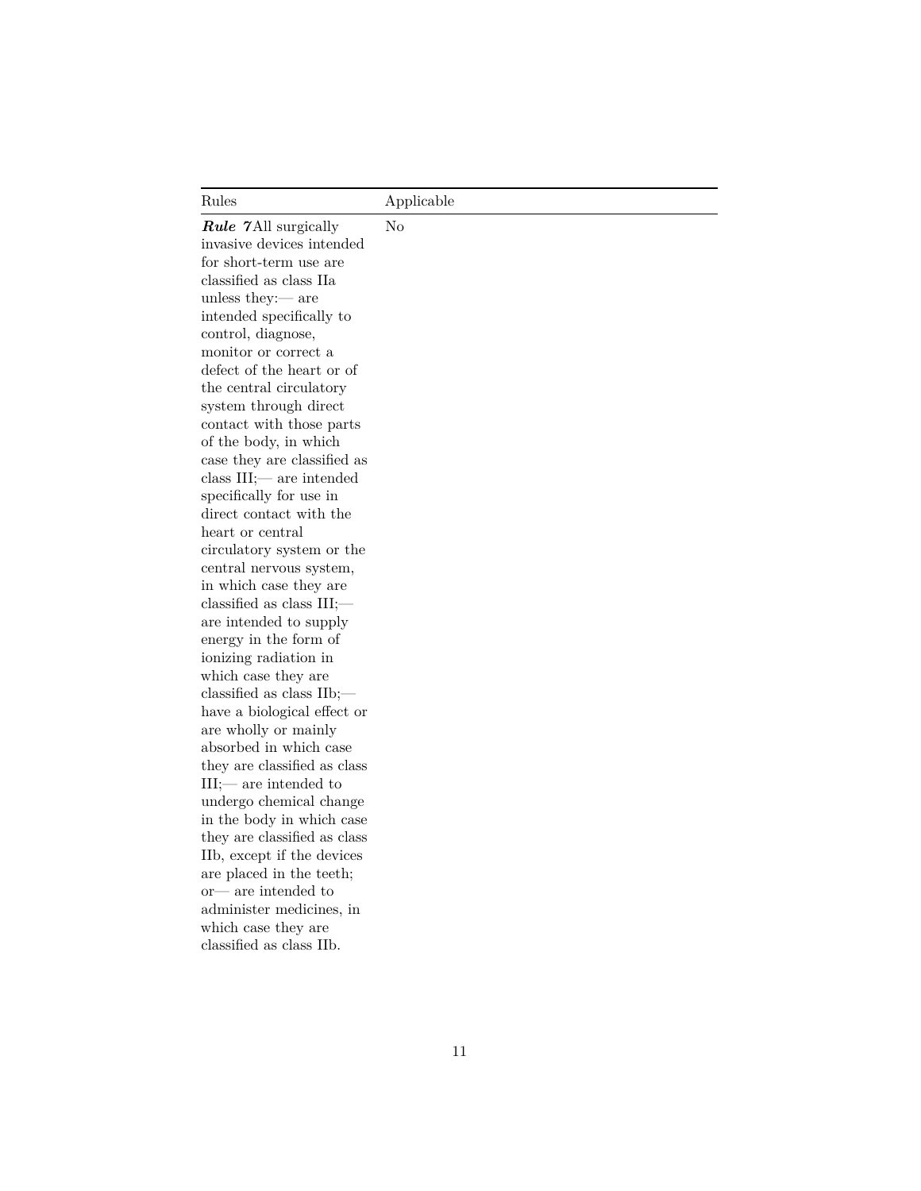| Rules | Applicable |
|---|---|
| ***Rule 7*** All surgically invasive devices intended for short-term use are classified as class IIa unless they:— are intended specifically to control, diagnose, monitor or correct a defect of the heart or of the central circulatory system through direct contact with those parts of the body, in which case they are classified as class III;— are intended specifically for use in direct contact with the heart or central circulatory system or the central nervous system, in which case they are classified as class III;— are intended to supply energy in the form of ionizing radiation in which case they are classified as class IIb;— have a biological effect or are wholly or mainly absorbed in which case they are classified as class III;— are intended to undergo chemical change in the body in which case they are classified as class IIb, except if the devices are placed in the teeth; or— are intended to administer medicines, in which case they are classified as class IIb. | No |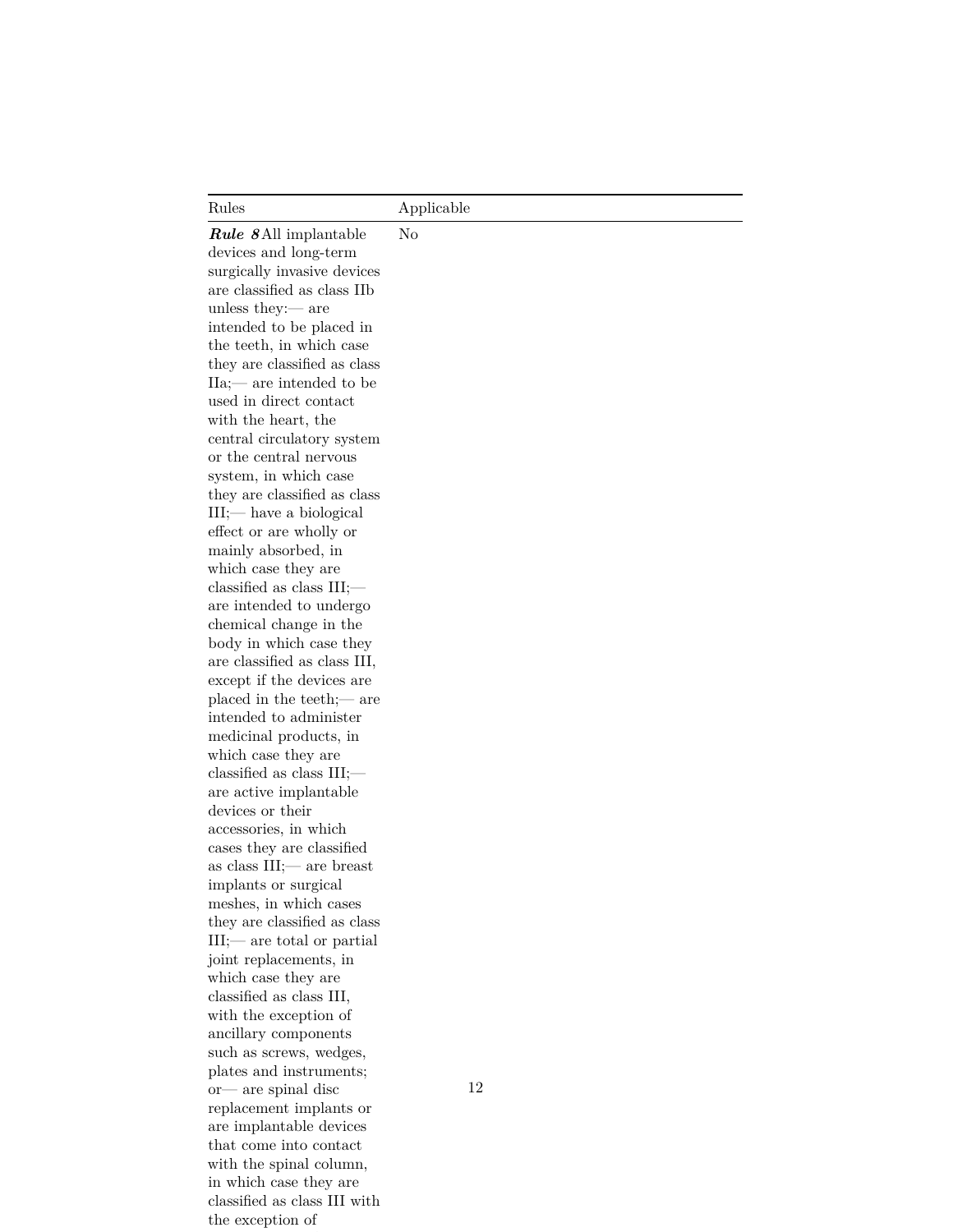| Rules | Applicable |
| --- | --- |
| ***Rule 8*** All implantable devices and long-term surgically invasive devices are classified as class IIb unless they:— are intended to be placed in the teeth, in which case they are classified as class IIa;— are intended to be used in direct contact with the heart, the central circulatory system or the central nervous system, in which case they are classified as class III;— have a biological effect or are wholly or mainly absorbed, in which case they are classified as class III;— are intended to undergo chemical change in the body in which case they are classified as class III, except if the devices are placed in the teeth;— are intended to administer medicinal products, in which case they are classified as class III;— are active implantable devices or their accessories, in which cases they are classified as class III;— are breast implants or surgical meshes, in which cases they are classified as class III;— are total or partial joint replacements, in which case they are classified as class III, with the exception of ancillary components such as screws, wedges, plates and instruments; or— are spinal disc replacement implants or are implantable devices that come into contact with the spinal column, in which case they are classified as class III with the exception of | No |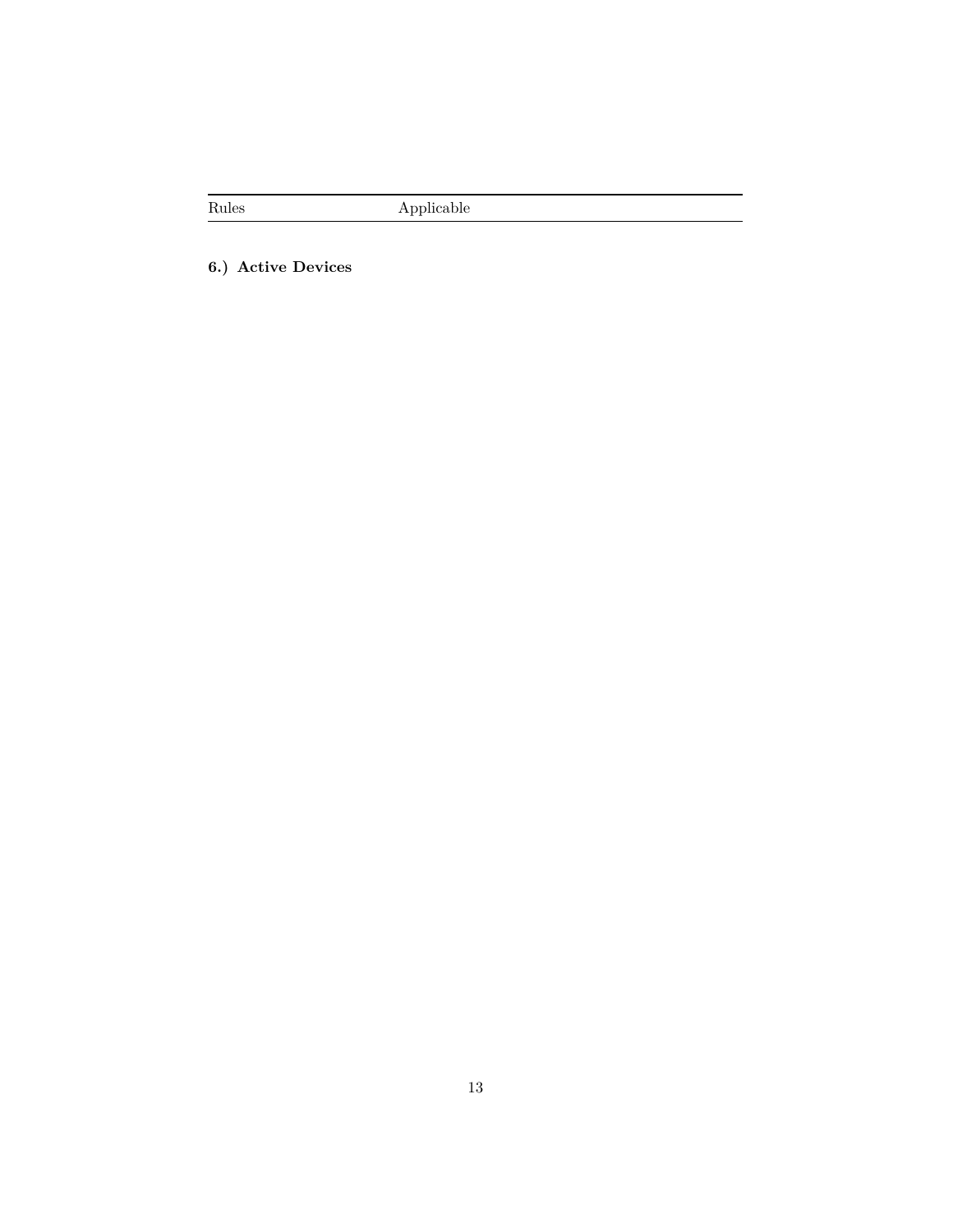| Rules | Applicable |
| --- | --- |

**6.) Active Devices**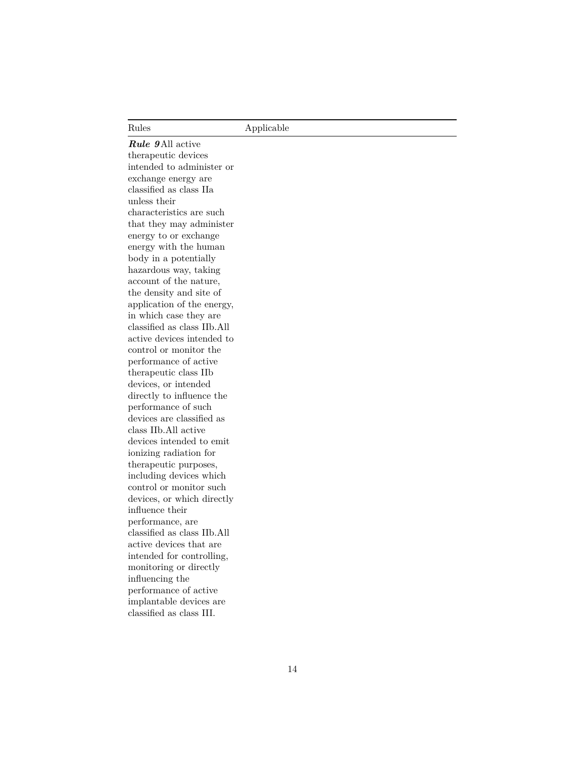| Rules | Applicable |
|---|---|
| ***Rule 9*** All active therapeutic devices intended to administer or exchange energy are classified as class IIa unless their characteristics are such that they may administer energy to or exchange energy with the human body in a potentially hazardous way, taking account of the nature, the density and site of application of the energy, in which case they are classified as class IIb.All active devices intended to control or monitor the performance of active therapeutic class IIb devices, or intended directly to influence the performance of such devices are classified as class IIb.All active devices intended to emit ionizing radiation for therapeutic purposes, including devices which control or monitor such devices, or which directly influence their performance, are classified as class IIb.All active devices that are intended for controlling, monitoring or directly influencing the performance of active implantable devices are classified as class III. | |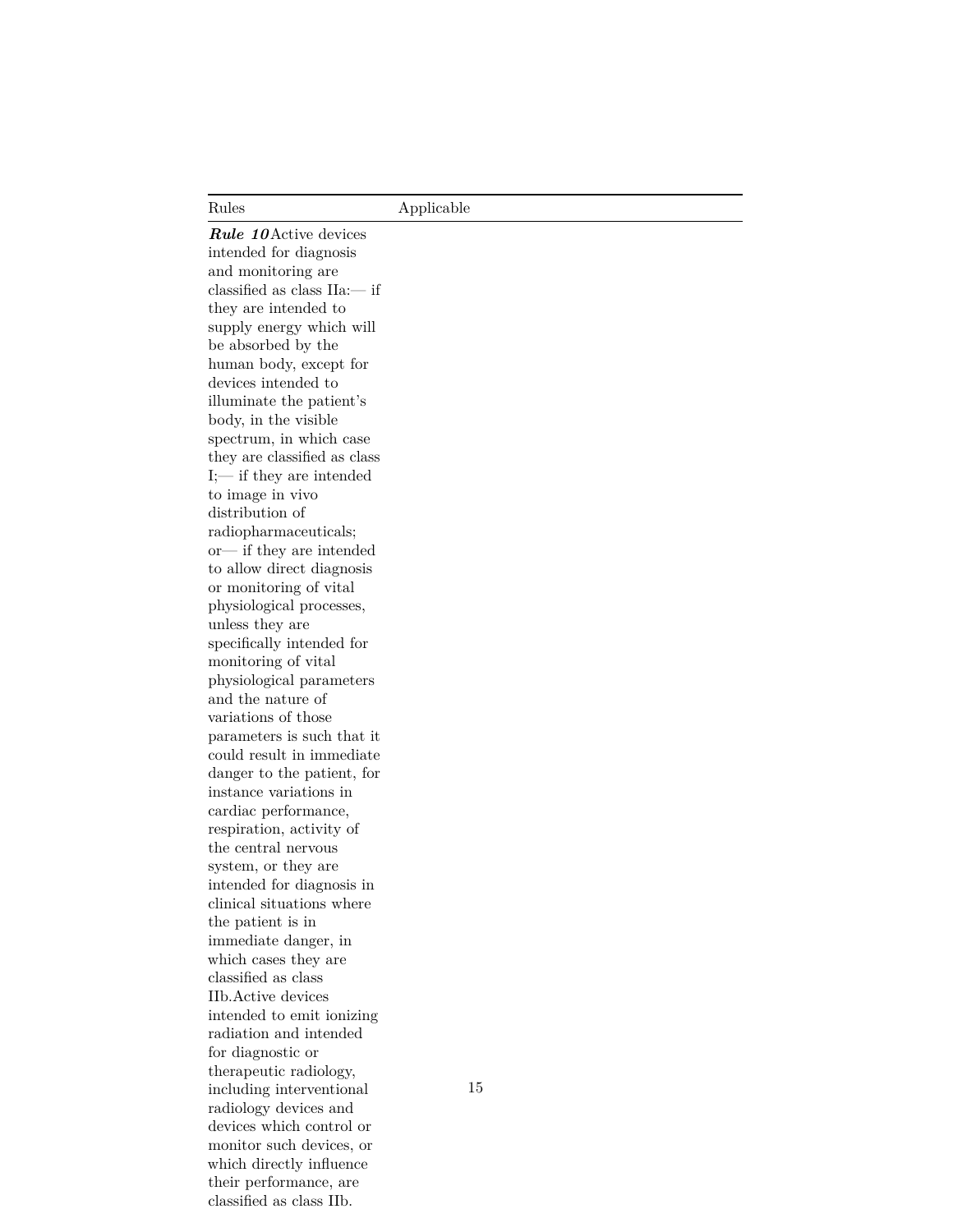| Rules | Applicable |
|---|---|
| ***Rule 10*** Active devices intended for diagnosis and monitoring are classified as class IIa:— if they are intended to supply energy which will be absorbed by the human body, except for devices intended to illuminate the patient's body, in the visible spectrum, in which case they are classified as class I;— if they are intended to image in vivo distribution of radiopharmaceuticals; or— if they are intended to allow direct diagnosis or monitoring of vital physiological processes, unless they are specifically intended for monitoring of vital physiological parameters and the nature of variations of those parameters is such that it could result in immediate danger to the patient, for instance variations in cardiac performance, respiration, activity of the central nervous system, or they are intended for diagnosis in clinical situations where the patient is in immediate danger, in which cases they are classified as class IIb. Active devices intended to emit ionizing radiation and intended for diagnostic or therapeutic radiology, including interventional radiology devices and devices which control or monitor such devices, or which directly influence their performance, are classified as class IIb. | |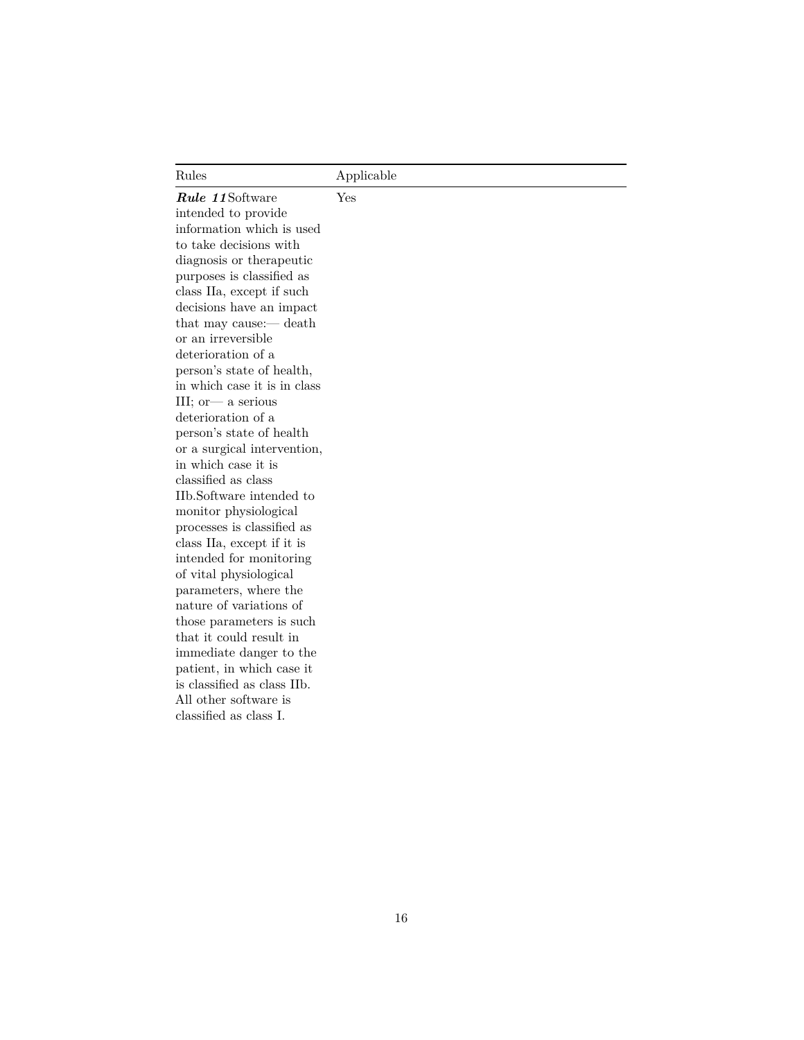| Rules | Applicable |
| --- | --- |
| ***Rule 11*** Software intended to provide information which is used to take decisions with diagnosis or therapeutic purposes is classified as class IIa, except if such decisions have an impact that may cause:— death or an irreversible deterioration of a person's state of health, in which case it is in class III; or— a serious deterioration of a person's state of health or a surgical intervention, in which case it is classified as class IIb.Software intended to monitor physiological processes is classified as class IIa, except if it is intended for monitoring of vital physiological parameters, where the nature of variations of those parameters is such that it could result in immediate danger to the patient, in which case it is classified as class IIb. All other software is classified as class I. | Yes |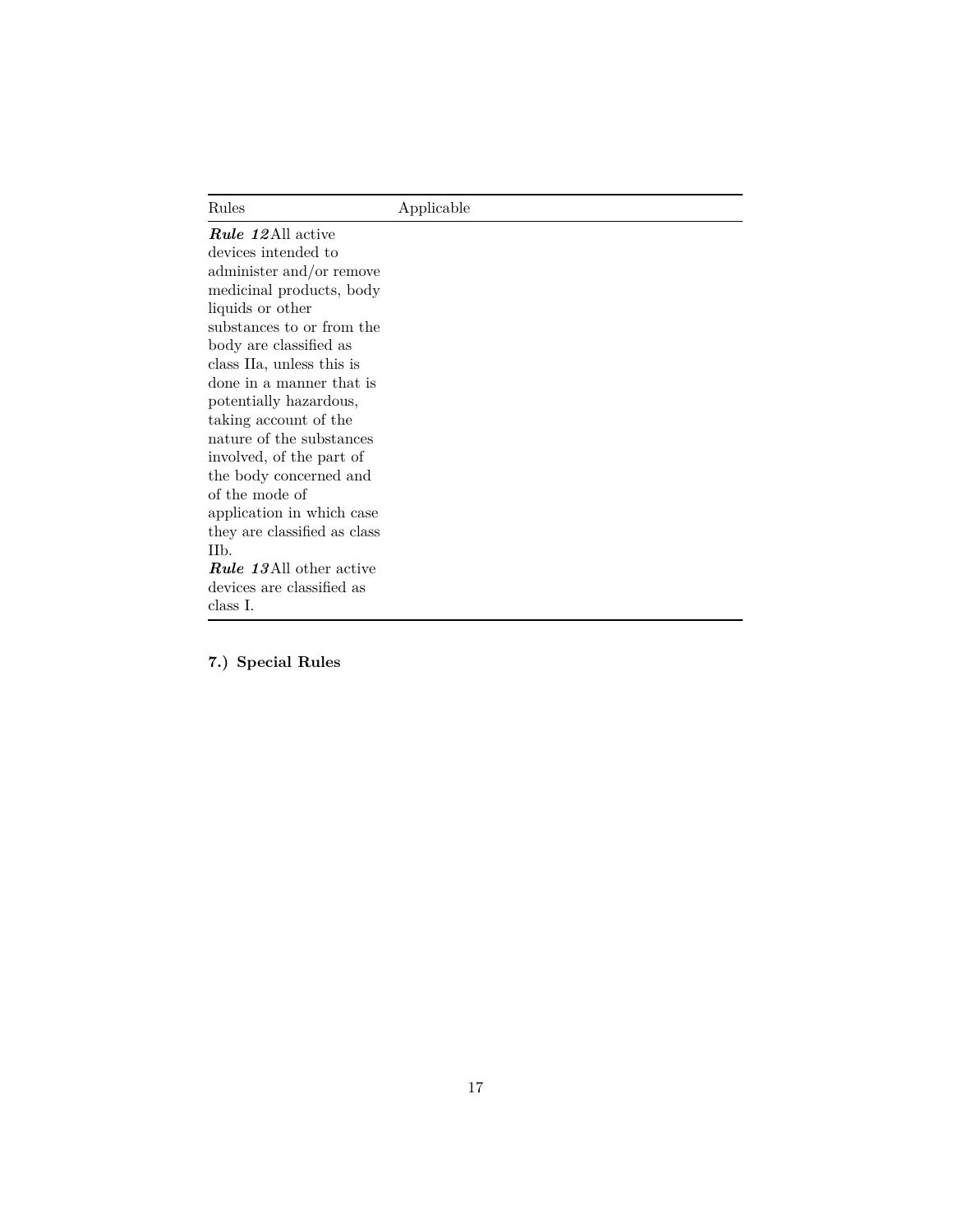| Rules | Applicable |
| --- | --- |
| ***Rule 12*** All active devices intended to administer and/or remove medicinal products, body liquids or other substances to or from the body are classified as class IIa, unless this is done in a manner that is potentially hazardous, taking account of the nature of the substances involved, of the part of the body concerned and of the mode of application in which case they are classified as class IIb. | |
| ***Rule 13*** All other active devices are classified as class I. | |

**7.) Special Rules**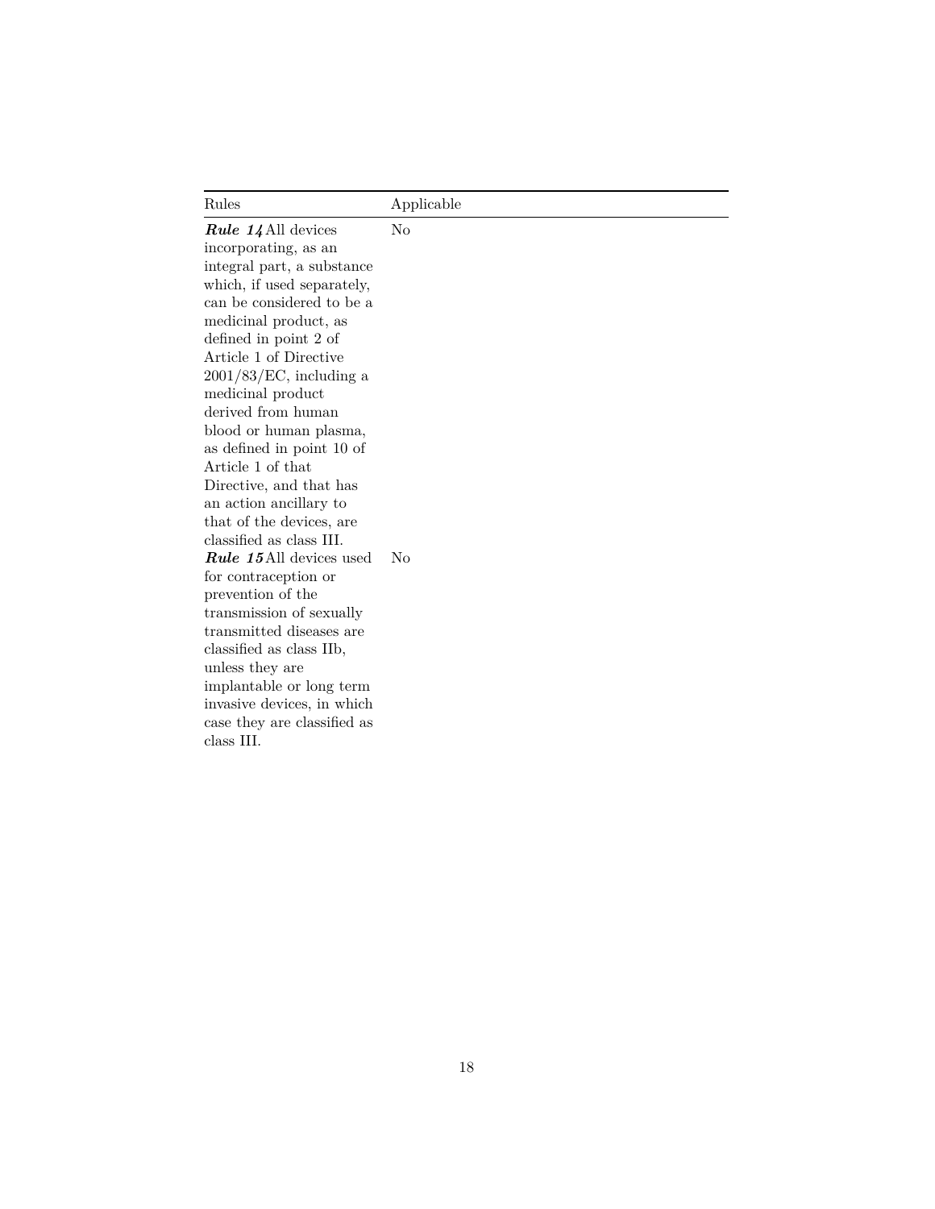| Rules | Applicable |
|---|---|
| ***Rule 14*** All devices incorporating, as an integral part, a substance which, if used separately, can be considered to be a medicinal product, as defined in point 2 of Article 1 of Directive 2001/83/EC, including a medicinal product derived from human blood or human plasma, as defined in point 10 of Article 1 of that Directive, and that has an action ancillary to that of the devices, are classified as class III. | No |
| ***Rule 15*** All devices used for contraception or prevention of the transmission of sexually transmitted diseases are classified as class IIb, unless they are implantable or long term invasive devices, in which case they are classified as class III. | No |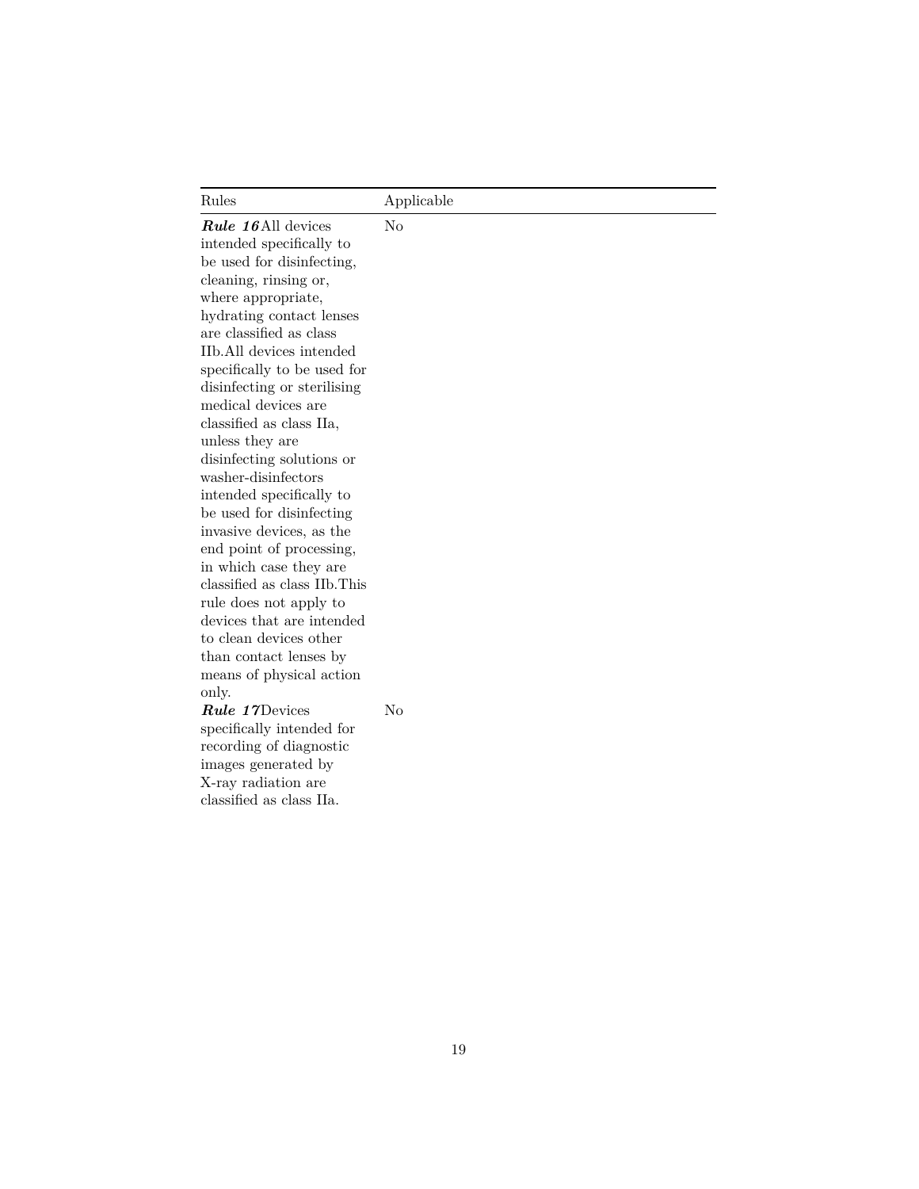| Rules | Applicable |
| --- | --- |
| ***Rule 16*** All devices intended specifically to be used for disinfecting, cleaning, rinsing or, where appropriate, hydrating contact lenses are classified as class IIb. All devices intended specifically to be used for disinfecting or sterilising medical devices are classified as class IIa, unless they are disinfecting solutions or washer-disinfectors intended specifically to be used for disinfecting invasive devices, as the end point of processing, in which case they are classified as class IIb. This rule does not apply to devices that are intended to clean devices other than contact lenses by means of physical action only. | No |
| ***Rule 17*** Devices specifically intended for recording of diagnostic images generated by X-ray radiation are classified as class IIa. | No |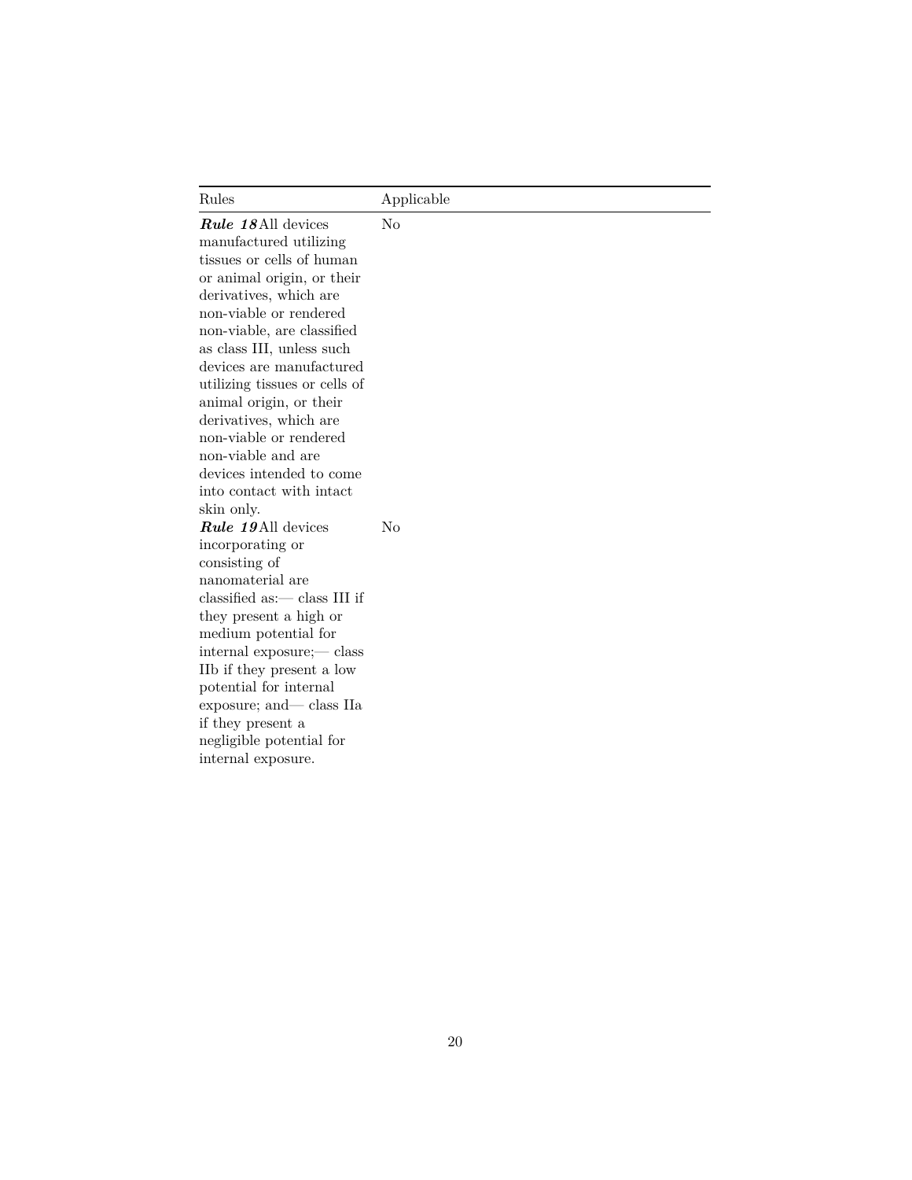| Rules | Applicable |
|---|---|
| ***Rule 18*** All devices manufactured utilizing tissues or cells of human or animal origin, or their derivatives, which are non-viable or rendered non-viable, are classified as class III, unless such devices are manufactured utilizing tissues or cells of animal origin, or their derivatives, which are non-viable or rendered non-viable and are devices intended to come into contact with intact skin only. | No |
| ***Rule 19*** All devices incorporating or consisting of nanomaterial are classified as:— class III if they present a high or medium potential for internal exposure;— class IIb if they present a low potential for internal exposure; and— class IIa if they present a negligible potential for internal exposure. | No |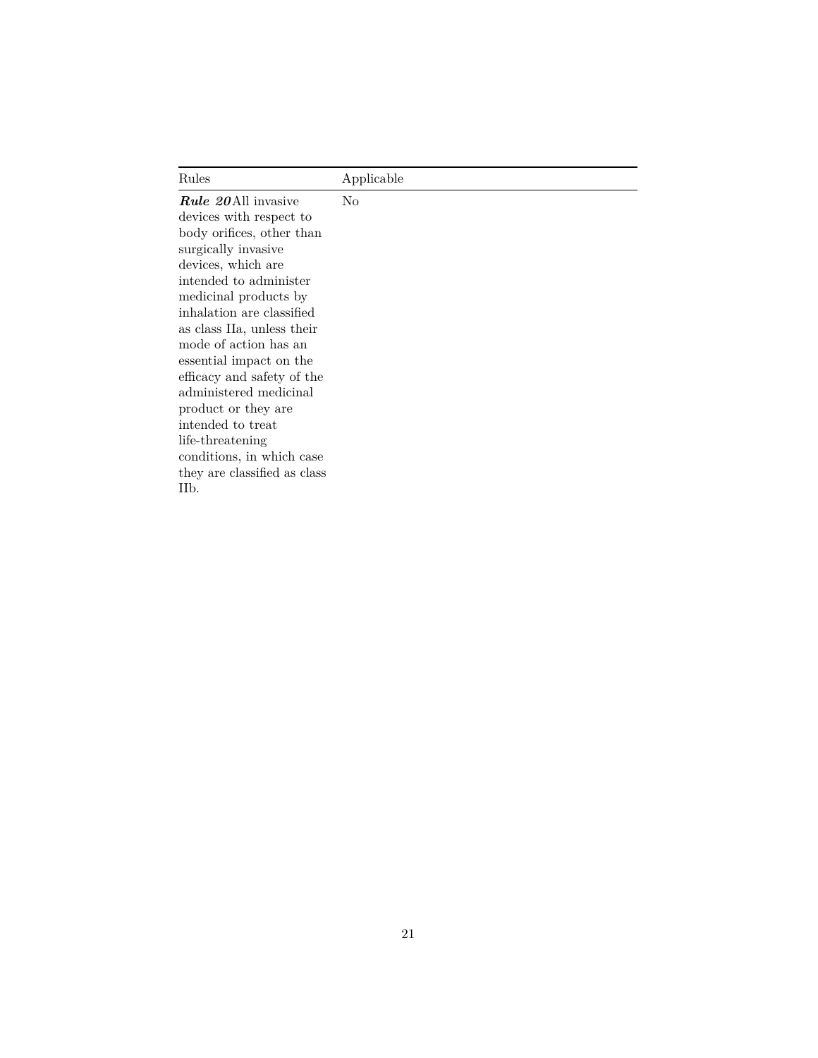| Rules | Applicable |
| --- | --- |
| ***Rule 20*** All invasive devices with respect to body orifices, other than surgically invasive devices, which are intended to administer medicinal products by inhalation are classified as class IIa, unless their mode of action has an essential impact on the efficacy and safety of the administered medicinal product or they are intended to treat life-threatening conditions, in which case they are classified as class IIb. | No |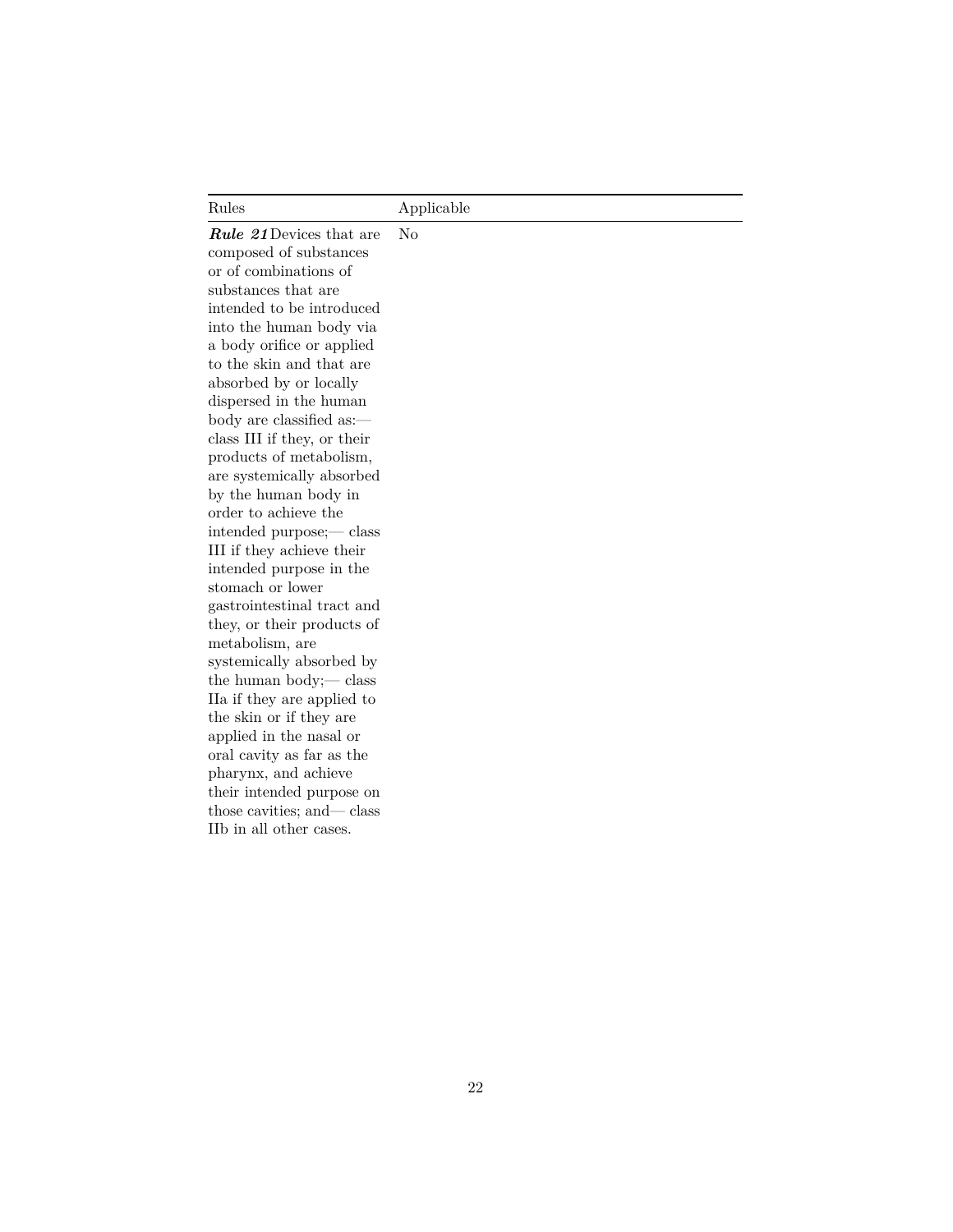| Rules | Applicable |
| --- | --- |
| ***Rule 21*** Devices that are composed of substances or of combinations of substances that are intended to be introduced into the human body via a body orifice or applied to the skin and that are absorbed by or locally dispersed in the human body are classified as:— class III if they, or their products of metabolism, are systemically absorbed by the human body in order to achieve the intended purpose;— class III if they achieve their intended purpose in the stomach or lower gastrointestinal tract and they, or their products of metabolism, are systemically absorbed by the human body;— class IIa if they are applied to the skin or if they are applied in the nasal or oral cavity as far as the pharynx, and achieve their intended purpose on those cavities; and— class IIb in all other cases. | No |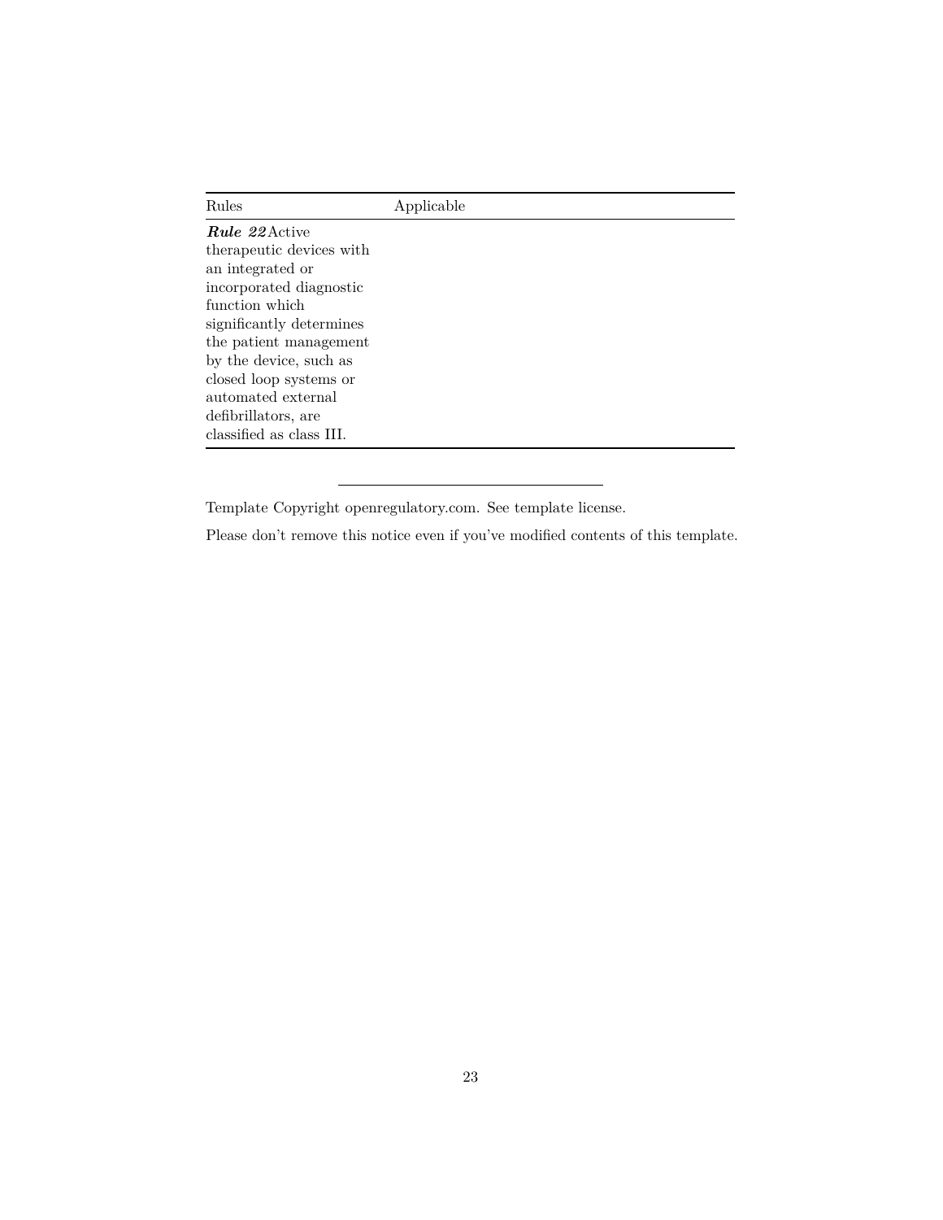| Rules | Applicable |
|---|---|
| ***Rule 22*** Active therapeutic devices with an integrated or incorporated diagnostic function which significantly determines the patient management by the device, such as closed loop systems or automated external defibrillators, are classified as class III. | |

---

Template Copyright openregulatory.com. See template license.

Please don't remove this notice even if you've modified contents of this template.